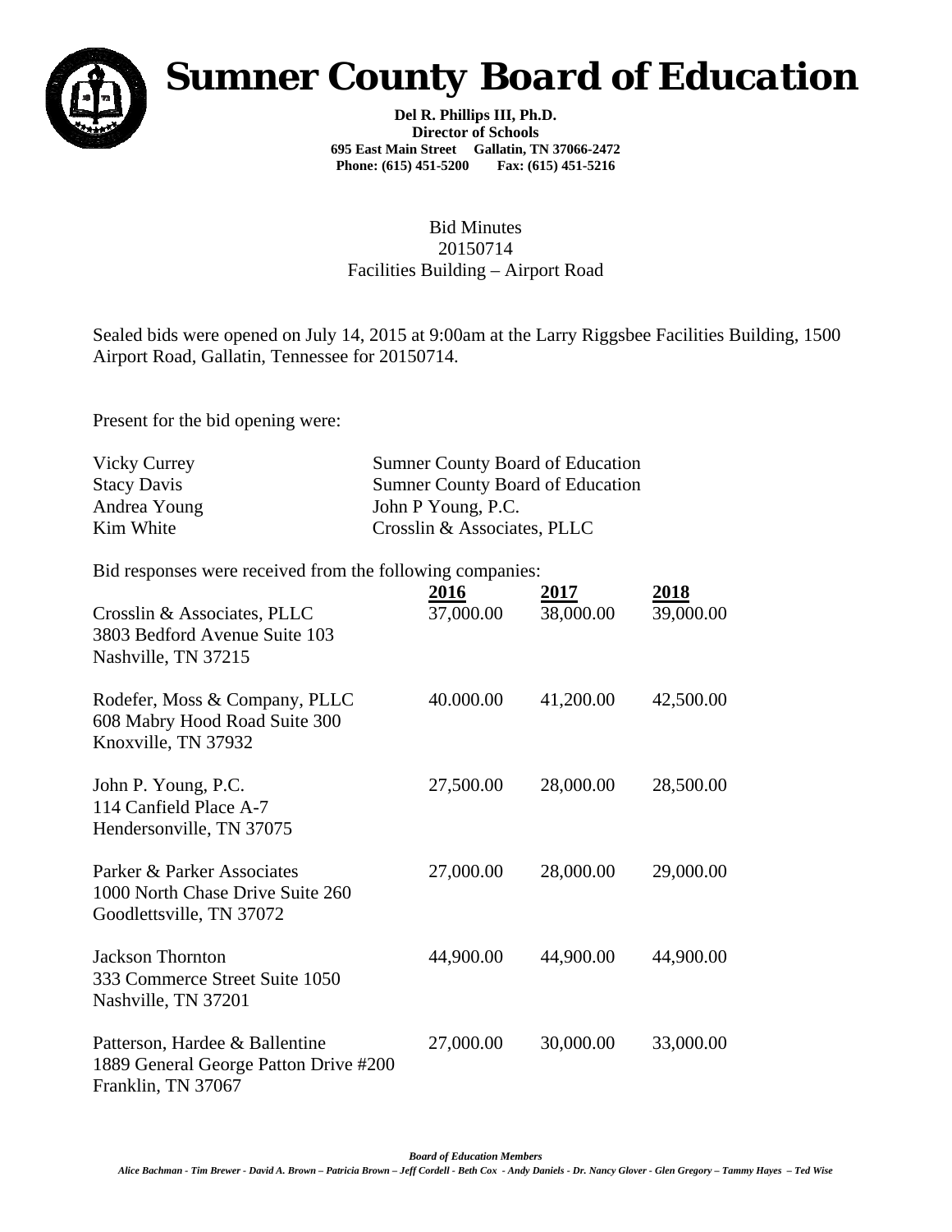# Sumner County Board of Education

**Del R. Phillips III, Ph.D.**
**Director of Schools**
**695 East Main Street Gallatin, TN 37066-2472**
**Phone: (615) 451-5200 Fax: (615) 451-5216**

Bid Minutes
20150714
Facilities Building – Airport Road

Sealed bids were opened on July 14, 2015 at 9:00am at the Larry Riggsbee Facilities Building, 1500 Airport Road, Gallatin, Tennessee for 20150714.

Present for the bid opening were:

| | |
|---|---|
| Vicky Currey | Sumner County Board of Education |
| Stacy Davis | Sumner County Board of Education |
| Andrea Young | John P Young, P.C. |
| Kim White | Crosslin & Associates, PLLC |

Bid responses were received from the following companies:

| | **2016** | **2017** | **2018** |
|---|---|---|---|
| Crosslin & Associates, PLLC<br>3803 Bedford Avenue Suite 103<br>Nashville, TN 37215 | 37,000.00 | 38,000.00 | 39,000.00 |
| Rodefer, Moss & Company, PLLC<br>608 Mabry Hood Road Suite 300<br>Knoxville, TN 37932 | 40.000.00 | 41,200.00 | 42,500.00 |
| John P. Young, P.C.<br>114 Canfield Place A-7<br>Hendersonville, TN 37075 | 27,500.00 | 28,000.00 | 28,500.00 |
| Parker & Parker Associates<br>1000 North Chase Drive Suite 260<br>Goodlettsville, TN 37072 | 27,000.00 | 28,000.00 | 29,000.00 |
| Jackson Thornton<br>333 Commerce Street Suite 1050<br>Nashville, TN 37201 | 44,900.00 | 44,900.00 | 44,900.00 |
| Patterson, Hardee & Ballentine<br>1889 General George Patton Drive #200<br>Franklin, TN 37067 | 27,000.00 | 30,000.00 | 33,000.00 |

***Board of Education Members***
*Alice Bachman - Tim Brewer - David A. Brown – Patricia Brown – Jeff Cordell - Beth Cox - Andy Daniels - Dr. Nancy Glover - Glen Gregory – Tammy Hayes – Ted Wise*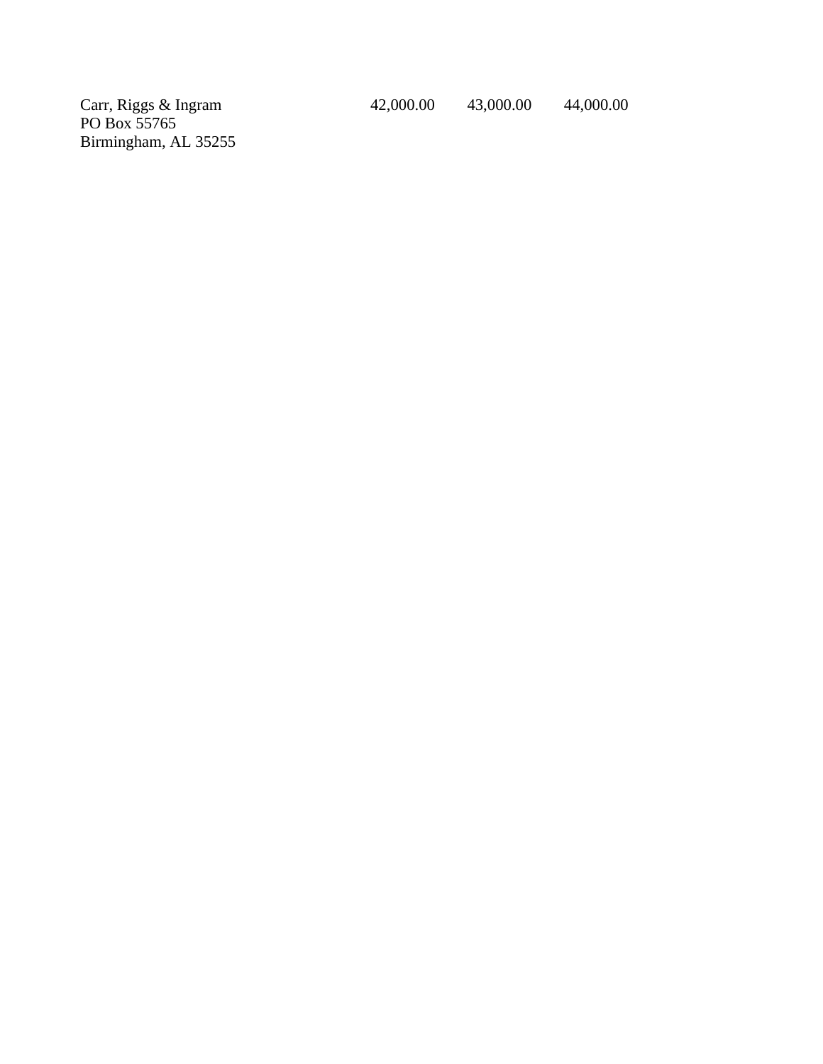| | | | |
|---|---|---|---|
| Carr, Riggs & Ingram<br>PO Box 55765<br>Birmingham, AL 35255 | 42,000.00 | 43,000.00 | 44,000.00 |